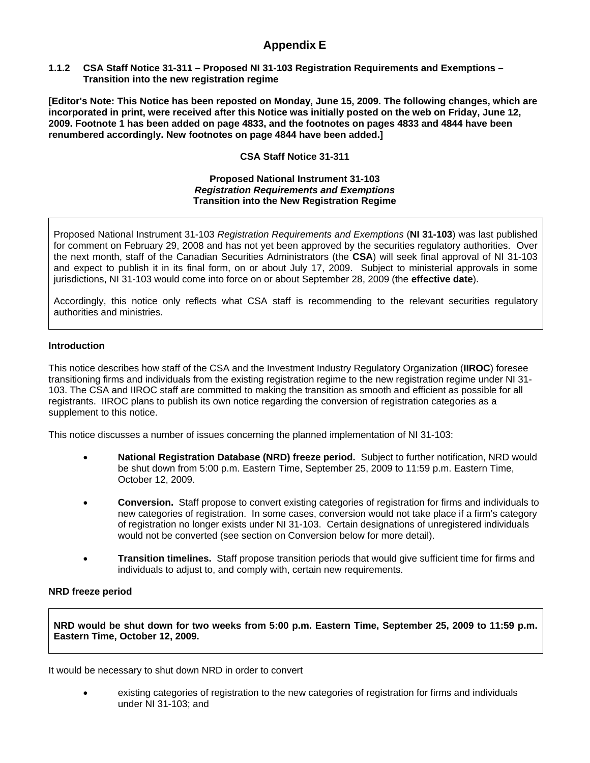# Appendix E

## 1.1.2 CSA Staff Notice 31-311 – Proposed NI 31-103 Registration Requirements and Exemptions – Transition into the new registration regime

**[Editor's Note: This Notice has been reposted on Monday, June 15, 2009. The following changes, which are incorporated in print, were received after this Notice was initially posted on the web on Friday, June 12, 2009. Footnote 1 has been added on page 4833, and the footnotes on pages 4833 and 4844 have been renumbered accordingly. New footnotes on page 4844 have been added.]**

**CSA Staff Notice 31-311**

**Proposed National Instrument 31-103**
***Registration Requirements and Exemptions***
**Transition into the New Registration Regime**

Proposed National Instrument 31-103 *Registration Requirements and Exemptions* (**NI 31-103**) was last published for comment on February 29, 2008 and has not yet been approved by the securities regulatory authorities. Over the next month, staff of the Canadian Securities Administrators (the **CSA**) will seek final approval of NI 31-103 and expect to publish it in its final form, on or about July 17, 2009. Subject to ministerial approvals in some jurisdictions, NI 31-103 would come into force on or about September 28, 2009 (the **effective date**).

Accordingly, this notice only reflects what CSA staff is recommending to the relevant securities regulatory authorities and ministries.

### Introduction

This notice describes how staff of the CSA and the Investment Industry Regulatory Organization (**IIROC**) foresee transitioning firms and individuals from the existing registration regime to the new registration regime under NI 31-103. The CSA and IIROC staff are committed to making the transition as smooth and efficient as possible for all registrants. IIROC plans to publish its own notice regarding the conversion of registration categories as a supplement to this notice.

This notice discusses a number of issues concerning the planned implementation of NI 31-103:

- **National Registration Database (NRD) freeze period.** Subject to further notification, NRD would be shut down from 5:00 p.m. Eastern Time, September 25, 2009 to 11:59 p.m. Eastern Time, October 12, 2009.
- **Conversion.** Staff propose to convert existing categories of registration for firms and individuals to new categories of registration. In some cases, conversion would not take place if a firm's category of registration no longer exists under NI 31-103. Certain designations of unregistered individuals would not be converted (see section on Conversion below for more detail).
- **Transition timelines.** Staff propose transition periods that would give sufficient time for firms and individuals to adjust to, and comply with, certain new requirements.

### NRD freeze period

**NRD would be shut down for two weeks from 5:00 p.m. Eastern Time, September 25, 2009 to 11:59 p.m. Eastern Time, October 12, 2009.**

It would be necessary to shut down NRD in order to convert

- existing categories of registration to the new categories of registration for firms and individuals under NI 31-103; and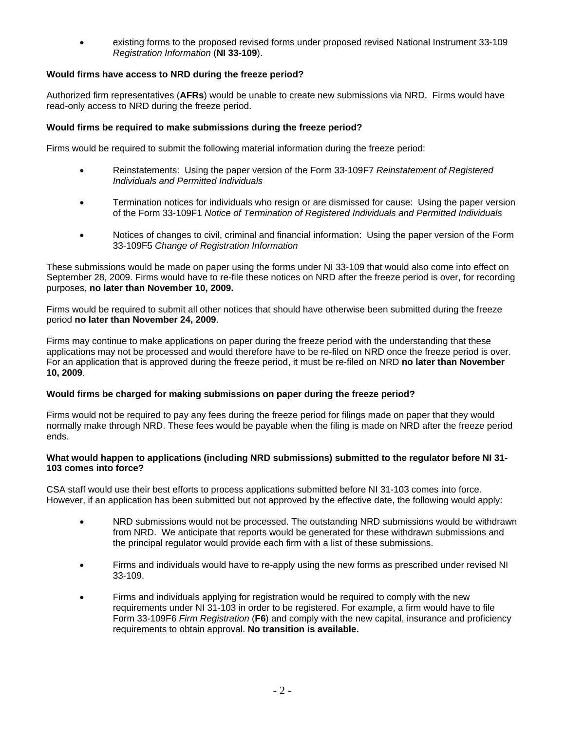- existing forms to the proposed revised forms under proposed revised National Instrument 33-109 *Registration Information* (**NI 33-109**).

**Would firms have access to NRD during the freeze period?**

Authorized firm representatives (**AFRs**) would be unable to create new submissions via NRD. Firms would have read-only access to NRD during the freeze period.

**Would firms be required to make submissions during the freeze period?**

Firms would be required to submit the following material information during the freeze period:

- Reinstatements: Using the paper version of the Form 33-109F7 *Reinstatement of Registered Individuals and Permitted Individuals*
- Termination notices for individuals who resign or are dismissed for cause: Using the paper version of the Form 33-109F1 *Notice of Termination of Registered Individuals and Permitted Individuals*
- Notices of changes to civil, criminal and financial information: Using the paper version of the Form 33-109F5 *Change of Registration Information*

These submissions would be made on paper using the forms under NI 33-109 that would also come into effect on September 28, 2009. Firms would have to re-file these notices on NRD after the freeze period is over, for recording purposes, **no later than November 10, 2009.**

Firms would be required to submit all other notices that should have otherwise been submitted during the freeze period **no later than November 24, 2009**.

Firms may continue to make applications on paper during the freeze period with the understanding that these applications may not be processed and would therefore have to be re-filed on NRD once the freeze period is over. For an application that is approved during the freeze period, it must be re-filed on NRD **no later than November 10, 2009**.

**Would firms be charged for making submissions on paper during the freeze period?**

Firms would not be required to pay any fees during the freeze period for filings made on paper that they would normally make through NRD. These fees would be payable when the filing is made on NRD after the freeze period ends.

**What would happen to applications (including NRD submissions) submitted to the regulator before NI 31-103 comes into force?**

CSA staff would use their best efforts to process applications submitted before NI 31-103 comes into force. However, if an application has been submitted but not approved by the effective date, the following would apply:

- NRD submissions would not be processed. The outstanding NRD submissions would be withdrawn from NRD. We anticipate that reports would be generated for these withdrawn submissions and the principal regulator would provide each firm with a list of these submissions.
- Firms and individuals would have to re-apply using the new forms as prescribed under revised NI 33-109.
- Firms and individuals applying for registration would be required to comply with the new requirements under NI 31-103 in order to be registered. For example, a firm would have to file Form 33-109F6 *Firm Registration* (**F6**) and comply with the new capital, insurance and proficiency requirements to obtain approval. **No transition is available.**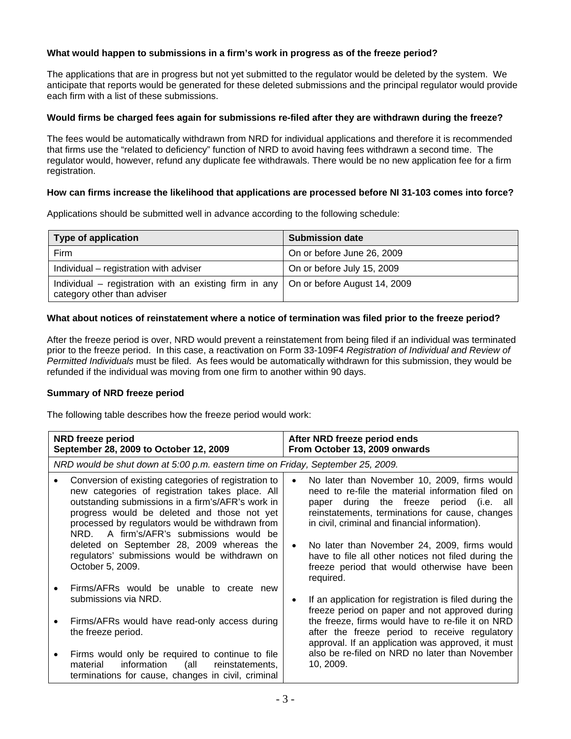**What would happen to submissions in a firm's work in progress as of the freeze period?**

The applications that are in progress but not yet submitted to the regulator would be deleted by the system. We anticipate that reports would be generated for these deleted submissions and the principal regulator would provide each firm with a list of these submissions.

**Would firms be charged fees again for submissions re-filed after they are withdrawn during the freeze?**

The fees would be automatically withdrawn from NRD for individual applications and therefore it is recommended that firms use the "related to deficiency" function of NRD to avoid having fees withdrawn a second time. The regulator would, however, refund any duplicate fee withdrawals. There would be no new application fee for a firm registration.

**How can firms increase the likelihood that applications are processed before NI 31-103 comes into force?**

Applications should be submitted well in advance according to the following schedule:

| Type of application | Submission date |
|---|---|
| Firm | On or before June 26, 2009 |
| Individual – registration with adviser | On or before July 15, 2009 |
| Individual – registration with an existing firm in any category other than adviser | On or before August 14, 2009 |

**What about notices of reinstatement where a notice of termination was filed prior to the freeze period?**

After the freeze period is over, NRD would prevent a reinstatement from being filed if an individual was terminated prior to the freeze period. In this case, a reactivation on Form 33-109F4 *Registration of Individual and Review of Permitted Individuals* must be filed. As fees would be automatically withdrawn for this submission, they would be refunded if the individual was moving from one firm to another within 90 days.

**Summary of NRD freeze period**

The following table describes how the freeze period would work:

| **NRD freeze period**<br>**September 28, 2009 to October 12, 2009** | **After NRD freeze period ends**<br>**From October 13, 2009 onwards** |
|---|---|
| *NRD would be shut down at 5:00 p.m. eastern time on Friday, September 25, 2009.* | |
| • Conversion of existing categories of registration to new categories of registration takes place. All outstanding submissions in a firm's/AFR's work in progress would be deleted and those not yet processed by regulators would be withdrawn from NRD. A firm's/AFR's submissions would be deleted on September 28, 2009 whereas the regulators' submissions would be withdrawn on October 5, 2009.<br><br>• Firms/AFRs would be unable to create new submissions via NRD.<br><br>• Firms/AFRs would have read-only access during the freeze period.<br><br>• Firms would only be required to continue to file material information (all reinstatements, terminations for cause, changes in civil, criminal | • No later than November 10, 2009, firms would need to re-file the material information filed on paper during the freeze period (i.e. all reinstatements, terminations for cause, changes in civil, criminal and financial information).<br><br>• No later than November 24, 2009, firms would have to file all other notices not filed during the freeze period that would otherwise have been required.<br><br>• If an application for registration is filed during the freeze period on paper and not approved during the freeze, firms would have to re-file it on NRD after the freeze period to receive regulatory approval. If an application was approved, it must also be re-filed on NRD no later than November 10, 2009. |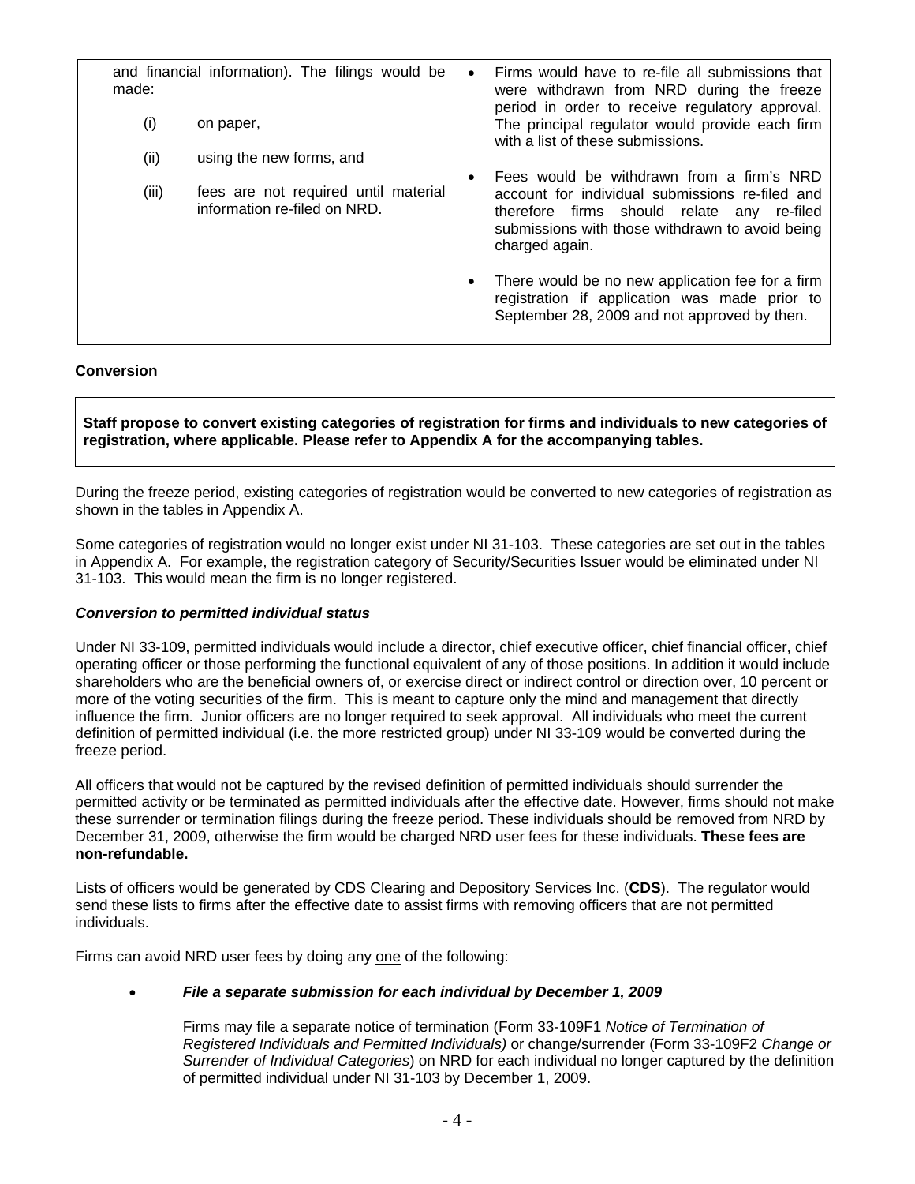| and financial information). The filings would be made:<br><br>(i) on paper,<br><br>(ii) using the new forms, and<br><br>(iii) fees are not required until material information re-filed on NRD. | • Firms would have to re-file all submissions that were withdrawn from NRD during the freeze period in order to receive regulatory approval. The principal regulator would provide each firm with a list of these submissions.<br><br>• Fees would be withdrawn from a firm's NRD account for individual submissions re-filed and therefore firms should relate any re-filed submissions with those withdrawn to avoid being charged again.<br><br>• There would be no new application fee for a firm registration if application was made prior to September 28, 2009 and not approved by then. |
|---|---|

**Conversion**

**Staff propose to convert existing categories of registration for firms and individuals to new categories of registration, where applicable. Please refer to Appendix A for the accompanying tables.**

During the freeze period, existing categories of registration would be converted to new categories of registration as shown in the tables in Appendix A.

Some categories of registration would no longer exist under NI 31-103. These categories are set out in the tables in Appendix A. For example, the registration category of Security/Securities Issuer would be eliminated under NI 31-103. This would mean the firm is no longer registered.

***Conversion to permitted individual status***

Under NI 33-109, permitted individuals would include a director, chief executive officer, chief financial officer, chief operating officer or those performing the functional equivalent of any of those positions. In addition it would include shareholders who are the beneficial owners of, or exercise direct or indirect control or direction over, 10 percent or more of the voting securities of the firm. This is meant to capture only the mind and management that directly influence the firm. Junior officers are no longer required to seek approval. All individuals who meet the current definition of permitted individual (i.e. the more restricted group) under NI 33-109 would be converted during the freeze period.

All officers that would not be captured by the revised definition of permitted individuals should surrender the permitted activity or be terminated as permitted individuals after the effective date. However, firms should not make these surrender or termination filings during the freeze period. These individuals should be removed from NRD by December 31, 2009, otherwise the firm would be charged NRD user fees for these individuals. **These fees are non-refundable.**

Lists of officers would be generated by CDS Clearing and Depository Services Inc. (**CDS**). The regulator would send these lists to firms after the effective date to assist firms with removing officers that are not permitted individuals.

Firms can avoid NRD user fees by doing any one of the following:

- ***File a separate submission for each individual by December 1, 2009***

  Firms may file a separate notice of termination (Form 33-109F1 *Notice of Termination of Registered Individuals and Permitted Individuals)* or change/surrender (Form 33-109F2 *Change or Surrender of Individual Categories*) on NRD for each individual no longer captured by the definition of permitted individual under NI 31-103 by December 1, 2009.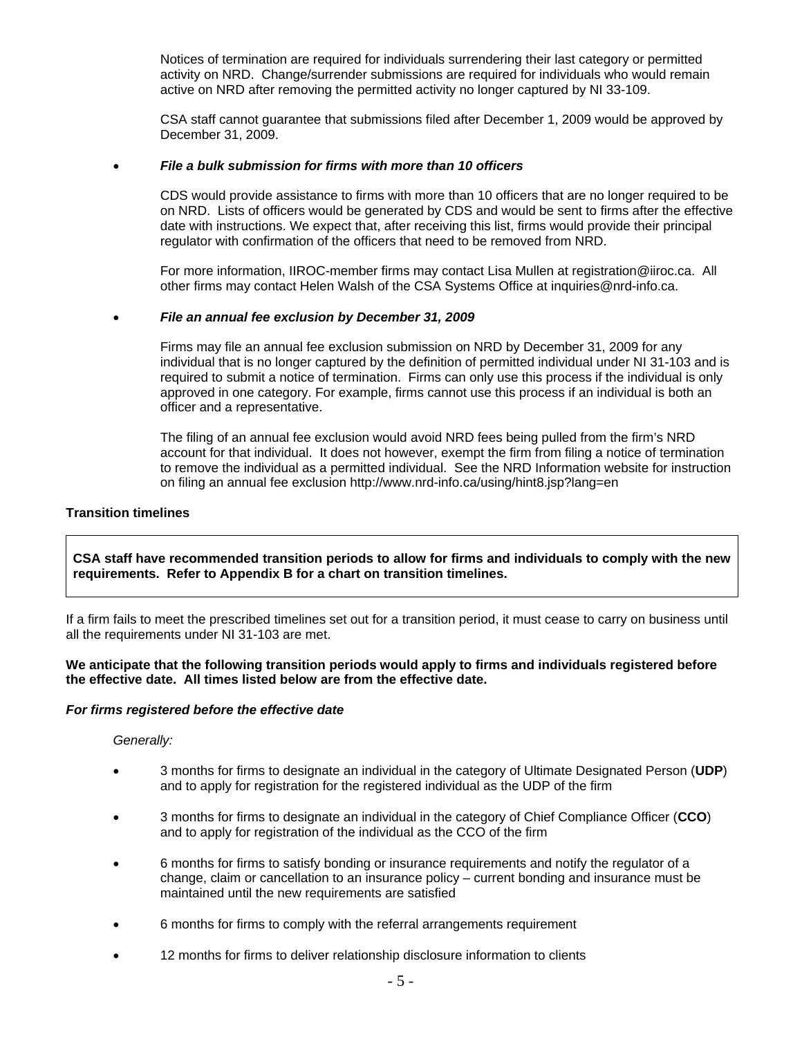Notices of termination are required for individuals surrendering their last category or permitted activity on NRD. Change/surrender submissions are required for individuals who would remain active on NRD after removing the permitted activity no longer captured by NI 33-109.

CSA staff cannot guarantee that submissions filed after December 1, 2009 would be approved by December 31, 2009.

- ***File a bulk submission for firms with more than 10 officers***

  CDS would provide assistance to firms with more than 10 officers that are no longer required to be on NRD. Lists of officers would be generated by CDS and would be sent to firms after the effective date with instructions. We expect that, after receiving this list, firms would provide their principal regulator with confirmation of the officers that need to be removed from NRD.

  For more information, IIROC-member firms may contact Lisa Mullen at registration@iiroc.ca. All other firms may contact Helen Walsh of the CSA Systems Office at inquiries@nrd-info.ca.

- ***File an annual fee exclusion by December 31, 2009***

  Firms may file an annual fee exclusion submission on NRD by December 31, 2009 for any individual that is no longer captured by the definition of permitted individual under NI 31-103 and is required to submit a notice of termination. Firms can only use this process if the individual is only approved in one category. For example, firms cannot use this process if an individual is both an officer and a representative.

  The filing of an annual fee exclusion would avoid NRD fees being pulled from the firm's NRD account for that individual. It does not however, exempt the firm from filing a notice of termination to remove the individual as a permitted individual. See the NRD Information website for instruction on filing an annual fee exclusion http://www.nrd-info.ca/using/hint8.jsp?lang=en

### Transition timelines

**CSA staff have recommended transition periods to allow for firms and individuals to comply with the new requirements. Refer to Appendix B for a chart on transition timelines.**

If a firm fails to meet the prescribed timelines set out for a transition period, it must cease to carry on business until all the requirements under NI 31-103 are met.

**We anticipate that the following transition periods would apply to firms and individuals registered before the effective date. All times listed below are from the effective date.**

***For firms registered before the effective date***

*Generally:*

- 3 months for firms to designate an individual in the category of Ultimate Designated Person (**UDP**) and to apply for registration for the registered individual as the UDP of the firm
- 3 months for firms to designate an individual in the category of Chief Compliance Officer (**CCO**) and to apply for registration of the individual as the CCO of the firm
- 6 months for firms to satisfy bonding or insurance requirements and notify the regulator of a change, claim or cancellation to an insurance policy – current bonding and insurance must be maintained until the new requirements are satisfied
- 6 months for firms to comply with the referral arrangements requirement
- 12 months for firms to deliver relationship disclosure information to clients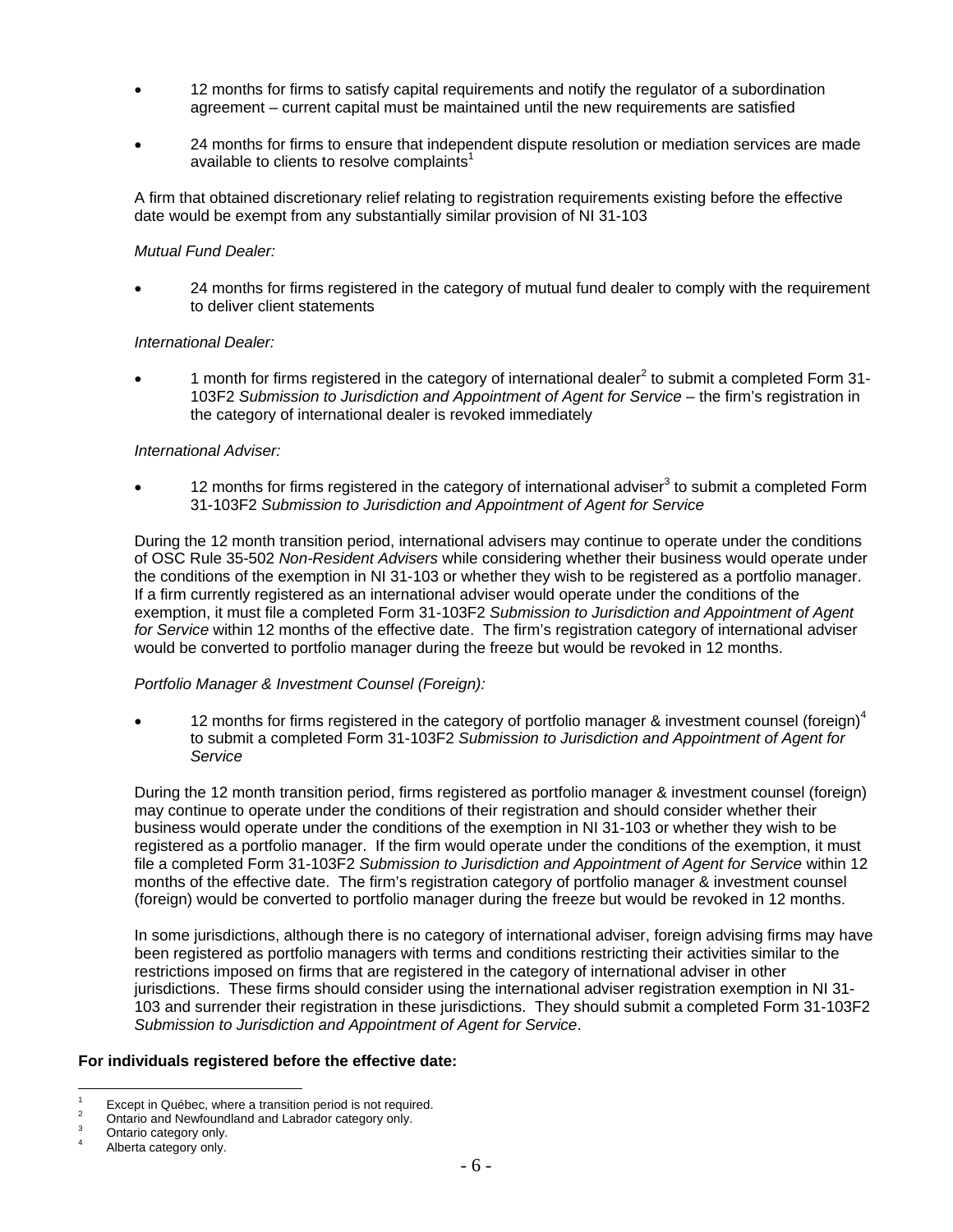- 12 months for firms to satisfy capital requirements and notify the regulator of a subordination agreement – current capital must be maintained until the new requirements are satisfied

- 24 months for firms to ensure that independent dispute resolution or mediation services are made available to clients to resolve complaints[1]

A firm that obtained discretionary relief relating to registration requirements existing before the effective date would be exempt from any substantially similar provision of NI 31-103

*Mutual Fund Dealer:*

- 24 months for firms registered in the category of mutual fund dealer to comply with the requirement to deliver client statements

*International Dealer:*

- 1 month for firms registered in the category of international dealer[2] to submit a completed Form 31-103F2 *Submission to Jurisdiction and Appointment of Agent for Service* – the firm's registration in the category of international dealer is revoked immediately

*International Adviser:*

- 12 months for firms registered in the category of international adviser[3] to submit a completed Form 31-103F2 *Submission to Jurisdiction and Appointment of Agent for Service*

During the 12 month transition period, international advisers may continue to operate under the conditions of OSC Rule 35-502 *Non-Resident Advisers* while considering whether their business would operate under the conditions of the exemption in NI 31-103 or whether they wish to be registered as a portfolio manager. If a firm currently registered as an international adviser would operate under the conditions of the exemption, it must file a completed Form 31-103F2 *Submission to Jurisdiction and Appointment of Agent for Service* within 12 months of the effective date. The firm's registration category of international adviser would be converted to portfolio manager during the freeze but would be revoked in 12 months.

*Portfolio Manager & Investment Counsel (Foreign):*

- 12 months for firms registered in the category of portfolio manager & investment counsel (foreign)[4] to submit a completed Form 31-103F2 *Submission to Jurisdiction and Appointment of Agent for Service*

During the 12 month transition period, firms registered as portfolio manager & investment counsel (foreign) may continue to operate under the conditions of their registration and should consider whether their business would operate under the conditions of the exemption in NI 31-103 or whether they wish to be registered as a portfolio manager. If the firm would operate under the conditions of the exemption, it must file a completed Form 31-103F2 *Submission to Jurisdiction and Appointment of Agent for Service* within 12 months of the effective date. The firm's registration category of portfolio manager & investment counsel (foreign) would be converted to portfolio manager during the freeze but would be revoked in 12 months.

In some jurisdictions, although there is no category of international adviser, foreign advising firms may have been registered as portfolio managers with terms and conditions restricting their activities similar to the restrictions imposed on firms that are registered in the category of international adviser in other jurisdictions. These firms should consider using the international adviser registration exemption in NI 31-103 and surrender their registration in these jurisdictions. They should submit a completed Form 31-103F2 *Submission to Jurisdiction and Appointment of Agent for Service*.

**For individuals registered before the effective date:**

[1] Except in Québec, where a transition period is not required.
[2] Ontario and Newfoundland and Labrador category only.
[3] Ontario category only.
[4] Alberta category only.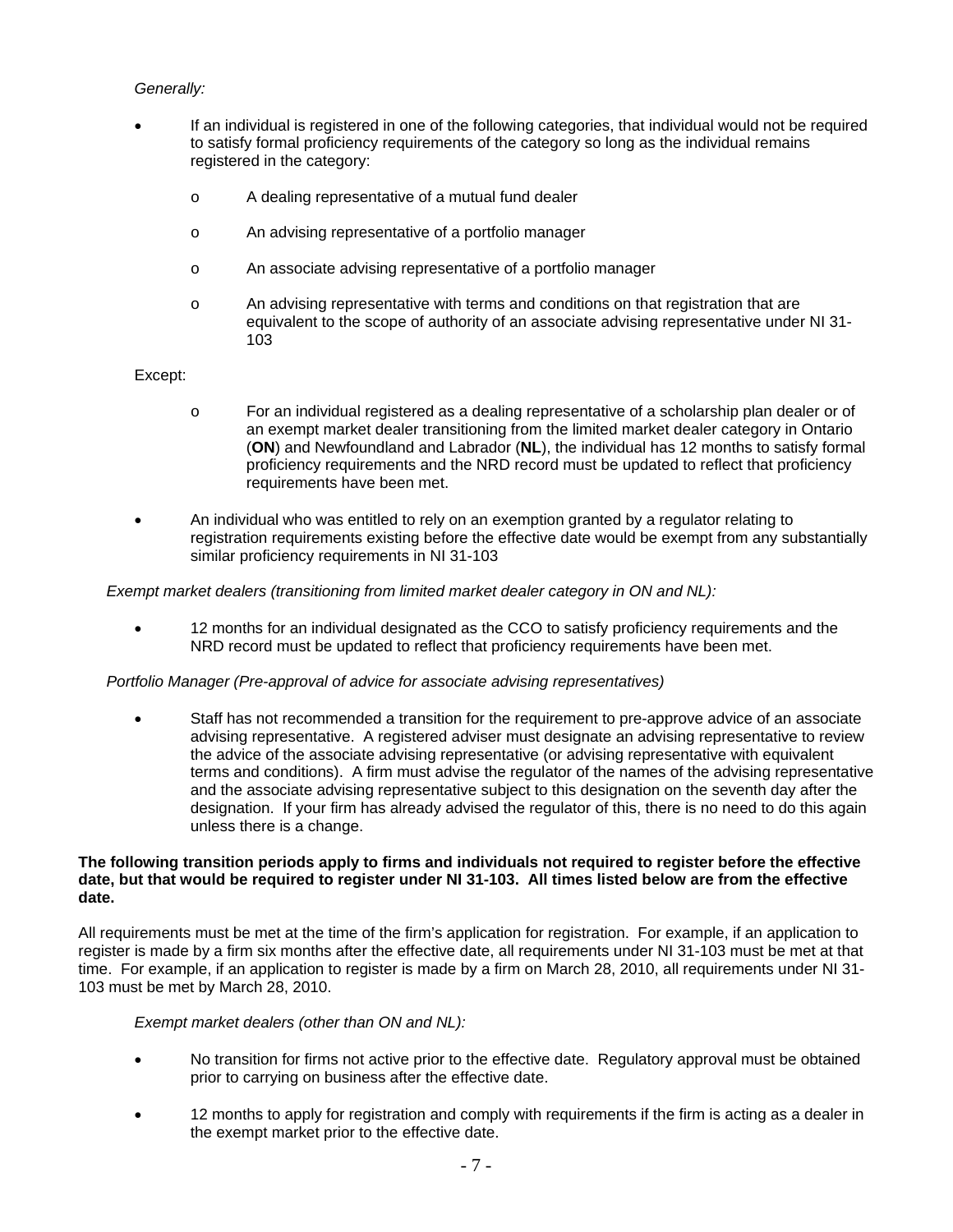*Generally:*

- If an individual is registered in one of the following categories, that individual would not be required to satisfy formal proficiency requirements of the category so long as the individual remains registered in the category:
  - A dealing representative of a mutual fund dealer
  - An advising representative of a portfolio manager
  - An associate advising representative of a portfolio manager
  - An advising representative with terms and conditions on that registration that are equivalent to the scope of authority of an associate advising representative under NI 31-103

Except:

  - For an individual registered as a dealing representative of a scholarship plan dealer or of an exempt market dealer transitioning from the limited market dealer category in Ontario (**ON**) and Newfoundland and Labrador (**NL**), the individual has 12 months to satisfy formal proficiency requirements and the NRD record must be updated to reflect that proficiency requirements have been met.

- An individual who was entitled to rely on an exemption granted by a regulator relating to registration requirements existing before the effective date would be exempt from any substantially similar proficiency requirements in NI 31-103

*Exempt market dealers (transitioning from limited market dealer category in ON and NL):*

- 12 months for an individual designated as the CCO to satisfy proficiency requirements and the NRD record must be updated to reflect that proficiency requirements have been met.

*Portfolio Manager (Pre-approval of advice for associate advising representatives)*

- Staff has not recommended a transition for the requirement to pre-approve advice of an associate advising representative. A registered adviser must designate an advising representative to review the advice of the associate advising representative (or advising representative with equivalent terms and conditions). A firm must advise the regulator of the names of the advising representative and the associate advising representative subject to this designation on the seventh day after the designation. If your firm has already advised the regulator of this, there is no need to do this again unless there is a change.

**The following transition periods apply to firms and individuals not required to register before the effective date, but that would be required to register under NI 31-103. All times listed below are from the effective date.**

All requirements must be met at the time of the firm's application for registration. For example, if an application to register is made by a firm six months after the effective date, all requirements under NI 31-103 must be met at that time. For example, if an application to register is made by a firm on March 28, 2010, all requirements under NI 31-103 must be met by March 28, 2010.

*Exempt market dealers (other than ON and NL):*

- No transition for firms not active prior to the effective date. Regulatory approval must be obtained prior to carrying on business after the effective date.
- 12 months to apply for registration and comply with requirements if the firm is acting as a dealer in the exempt market prior to the effective date.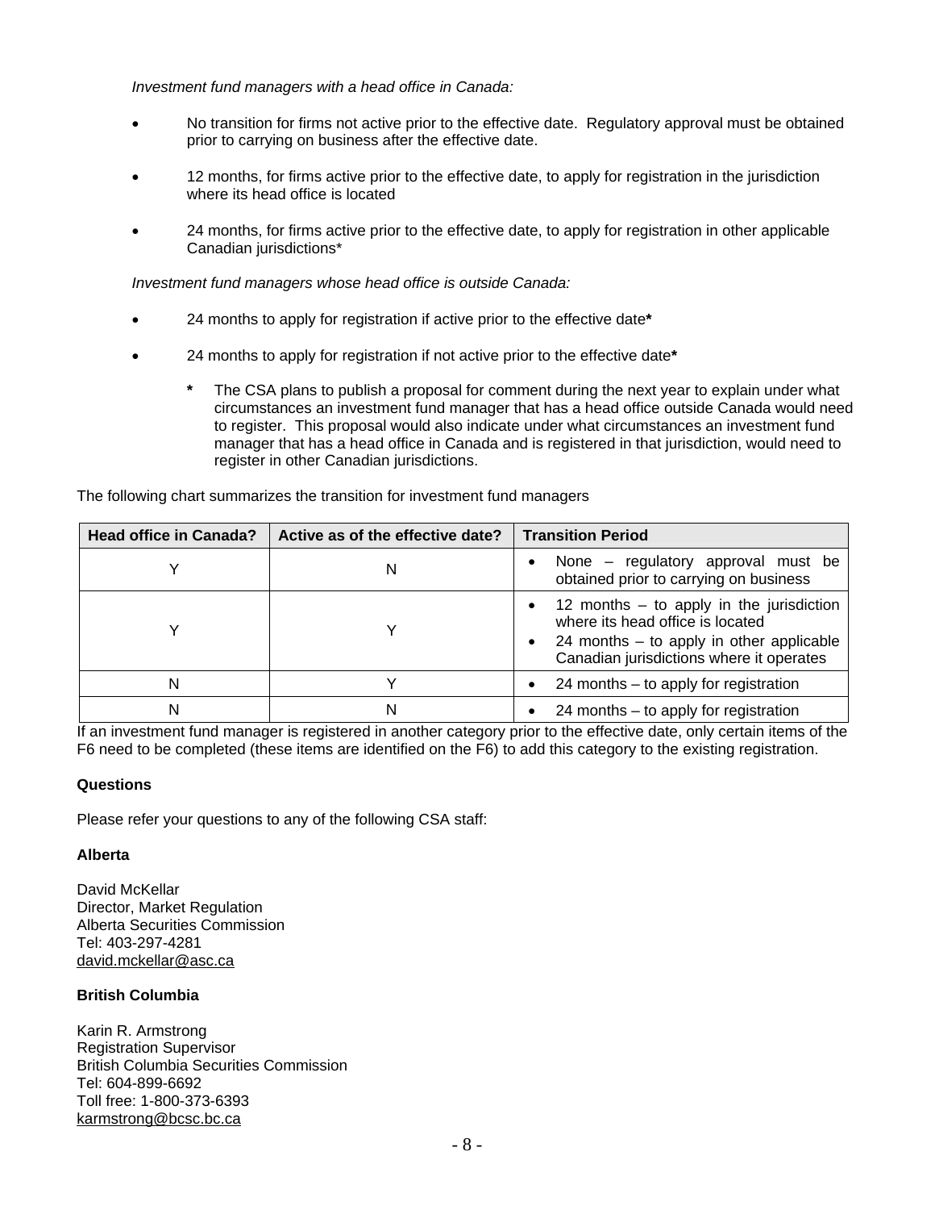*Investment fund managers with a head office in Canada:*

- No transition for firms not active prior to the effective date. Regulatory approval must be obtained prior to carrying on business after the effective date.
- 12 months, for firms active prior to the effective date, to apply for registration in the jurisdiction where its head office is located
- 24 months, for firms active prior to the effective date, to apply for registration in other applicable Canadian jurisdictions*

*Investment fund managers whose head office is outside Canada:*

- 24 months to apply for registration if active prior to the effective date**\***
- 24 months to apply for registration if not active prior to the effective date**\***
    - **\*** The CSA plans to publish a proposal for comment during the next year to explain under what circumstances an investment fund manager that has a head office outside Canada would need to register. This proposal would also indicate under what circumstances an investment fund manager that has a head office in Canada and is registered in that jurisdiction, would need to register in other Canadian jurisdictions.

The following chart summarizes the transition for investment fund managers

| Head office in Canada? | Active as of the effective date? | Transition Period |
|---|---|---|
| Y | N | • None – regulatory approval must be obtained prior to carrying on business |
| Y | Y | • 12 months – to apply in the jurisdiction where its head office is located<br>• 24 months – to apply in other applicable Canadian jurisdictions where it operates |
| N | Y | • 24 months – to apply for registration |
| N | N | • 24 months – to apply for registration |

If an investment fund manager is registered in another category prior to the effective date, only certain items of the F6 need to be completed (these items are identified on the F6) to add this category to the existing registration.

**Questions**

Please refer your questions to any of the following CSA staff:

**Alberta**

David McKellar
Director, Market Regulation
Alberta Securities Commission
Tel: 403-297-4281
david.mckellar@asc.ca

**British Columbia**

Karin R. Armstrong
Registration Supervisor
British Columbia Securities Commission
Tel: 604-899-6692
Toll free: 1-800-373-6393
karmstrong@bcsc.bc.ca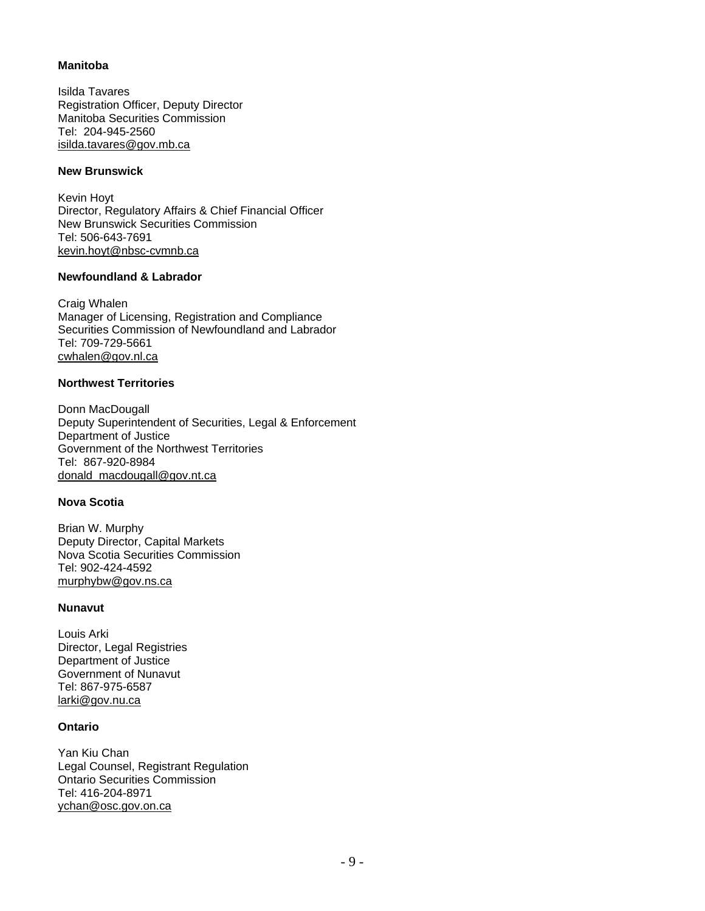**Manitoba**

Isilda Tavares
Registration Officer, Deputy Director
Manitoba Securities Commission
Tel: 204-945-2560
isilda.tavares@gov.mb.ca

**New Brunswick**

Kevin Hoyt
Director, Regulatory Affairs & Chief Financial Officer
New Brunswick Securities Commission
Tel: 506-643-7691
kevin.hoyt@nbsc-cvmnb.ca

**Newfoundland & Labrador**

Craig Whalen
Manager of Licensing, Registration and Compliance
Securities Commission of Newfoundland and Labrador
Tel: 709-729-5661
cwhalen@gov.nl.ca

**Northwest Territories**

Donn MacDougall
Deputy Superintendent of Securities, Legal & Enforcement
Department of Justice
Government of the Northwest Territories
Tel: 867-920-8984
donald_macdougall@gov.nt.ca

**Nova Scotia**

Brian W. Murphy
Deputy Director, Capital Markets
Nova Scotia Securities Commission
Tel: 902-424-4592
murphybw@gov.ns.ca

**Nunavut**

Louis Arki
Director, Legal Registries
Department of Justice
Government of Nunavut
Tel: 867-975-6587
larki@gov.nu.ca

**Ontario**

Yan Kiu Chan
Legal Counsel, Registrant Regulation
Ontario Securities Commission
Tel: 416-204-8971
ychan@osc.gov.on.ca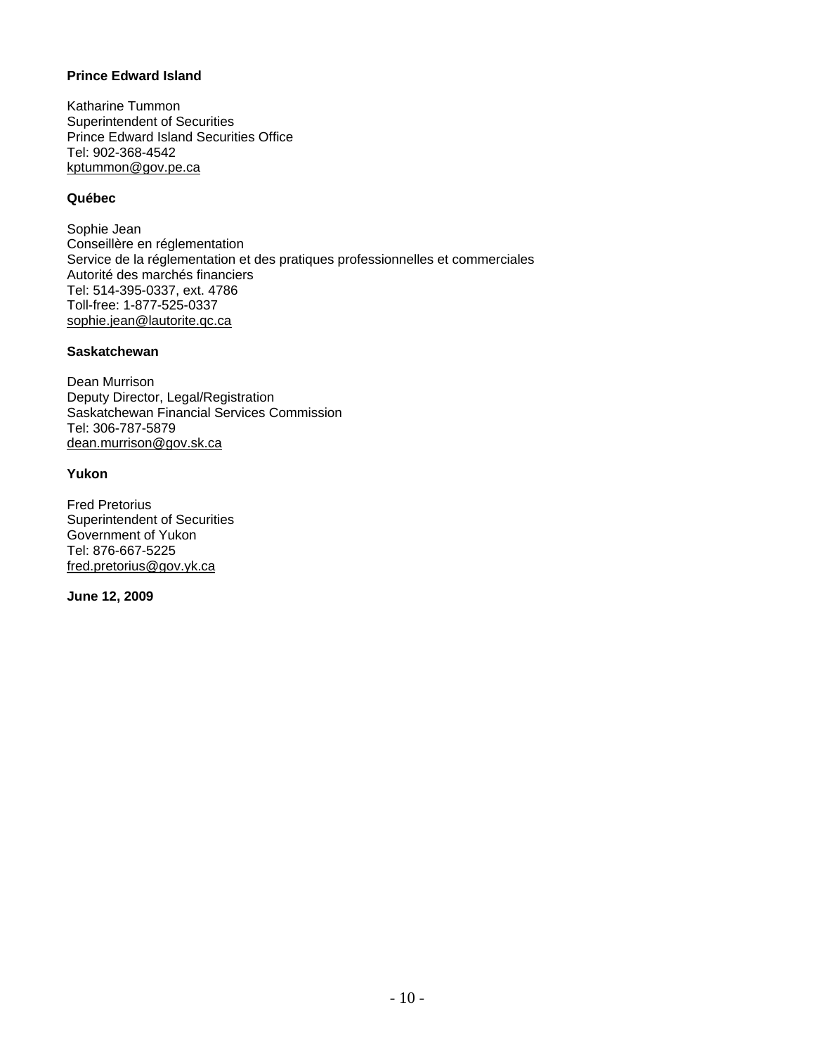**Prince Edward Island**

Katharine Tummon
Superintendent of Securities
Prince Edward Island Securities Office
Tel: 902-368-4542
kptummon@gov.pe.ca

**Québec**

Sophie Jean
Conseillère en réglementation
Service de la réglementation et des pratiques professionnelles et commerciales
Autorité des marchés financiers
Tel: 514-395-0337, ext. 4786
Toll-free: 1-877-525-0337
sophie.jean@lautorite.qc.ca

**Saskatchewan**

Dean Murrison
Deputy Director, Legal/Registration
Saskatchewan Financial Services Commission
Tel: 306-787-5879
dean.murrison@gov.sk.ca

**Yukon**

Fred Pretorius
Superintendent of Securities
Government of Yukon
Tel: 876-667-5225
fred.pretorius@gov.yk.ca

**June 12, 2009**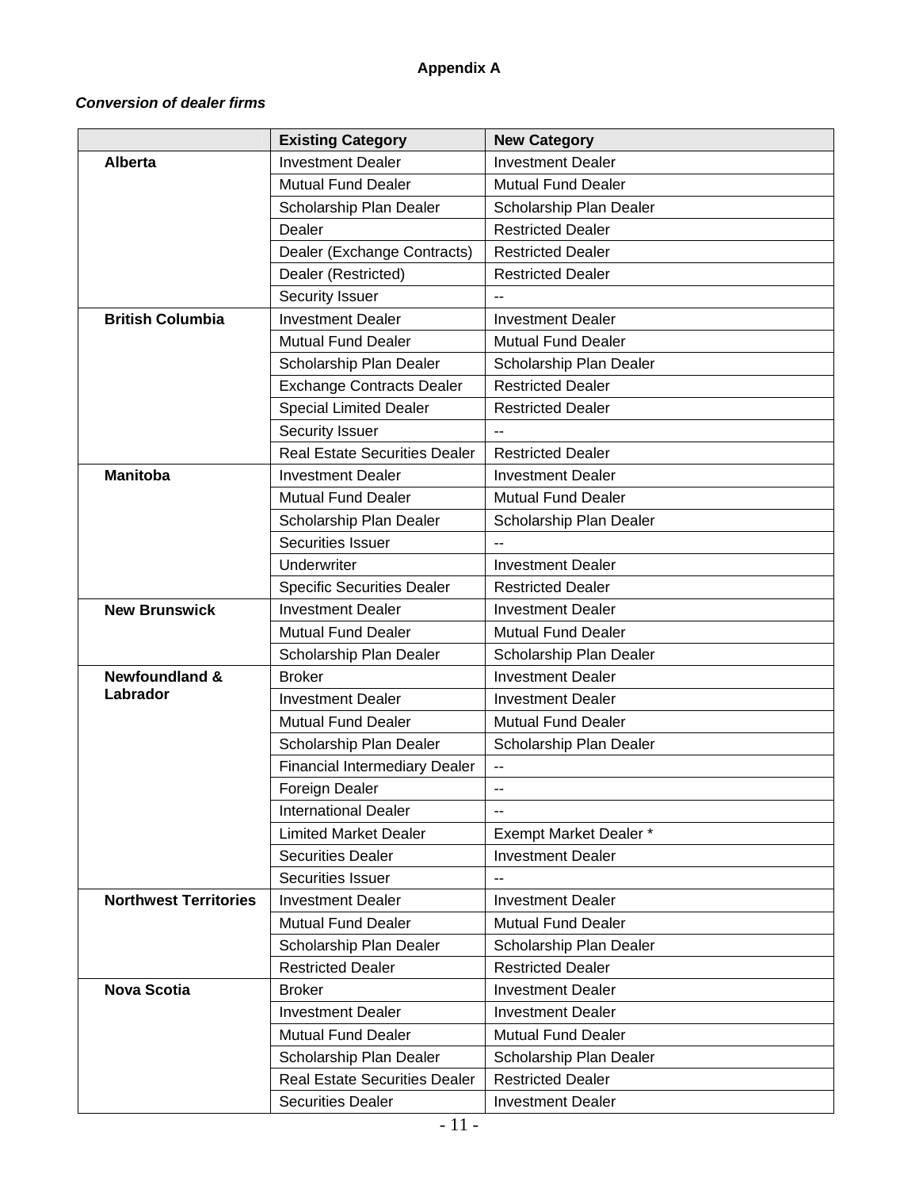**Appendix A**

***Conversion of dealer firms***

| | Existing Category | New Category |
|---|---|---|
| **Alberta** | Investment Dealer | Investment Dealer |
| | Mutual Fund Dealer | Mutual Fund Dealer |
| | Scholarship Plan Dealer | Scholarship Plan Dealer |
| | Dealer | Restricted Dealer |
| | Dealer (Exchange Contracts) | Restricted Dealer |
| | Dealer (Restricted) | Restricted Dealer |
| | Security Issuer | -- |
| **British Columbia** | Investment Dealer | Investment Dealer |
| | Mutual Fund Dealer | Mutual Fund Dealer |
| | Scholarship Plan Dealer | Scholarship Plan Dealer |
| | Exchange Contracts Dealer | Restricted Dealer |
| | Special Limited Dealer | Restricted Dealer |
| | Security Issuer | -- |
| | Real Estate Securities Dealer | Restricted Dealer |
| **Manitoba** | Investment Dealer | Investment Dealer |
| | Mutual Fund Dealer | Mutual Fund Dealer |
| | Scholarship Plan Dealer | Scholarship Plan Dealer |
| | Securities Issuer | -- |
| | Underwriter | Investment Dealer |
| | Specific Securities Dealer | Restricted Dealer |
| **New Brunswick** | Investment Dealer | Investment Dealer |
| | Mutual Fund Dealer | Mutual Fund Dealer |
| | Scholarship Plan Dealer | Scholarship Plan Dealer |
| **Newfoundland & Labrador** | Broker | Investment Dealer |
| | Investment Dealer | Investment Dealer |
| | Mutual Fund Dealer | Mutual Fund Dealer |
| | Scholarship Plan Dealer | Scholarship Plan Dealer |
| | Financial Intermediary Dealer | -- |
| | Foreign Dealer | -- |
| | International Dealer | -- |
| | Limited Market Dealer | Exempt Market Dealer * |
| | Securities Dealer | Investment Dealer |
| | Securities Issuer | -- |
| **Northwest Territories** | Investment Dealer | Investment Dealer |
| | Mutual Fund Dealer | Mutual Fund Dealer |
| | Scholarship Plan Dealer | Scholarship Plan Dealer |
| | Restricted Dealer | Restricted Dealer |
| **Nova Scotia** | Broker | Investment Dealer |
| | Investment Dealer | Investment Dealer |
| | Mutual Fund Dealer | Mutual Fund Dealer |
| | Scholarship Plan Dealer | Scholarship Plan Dealer |
| | Real Estate Securities Dealer | Restricted Dealer |
| | Securities Dealer | Investment Dealer |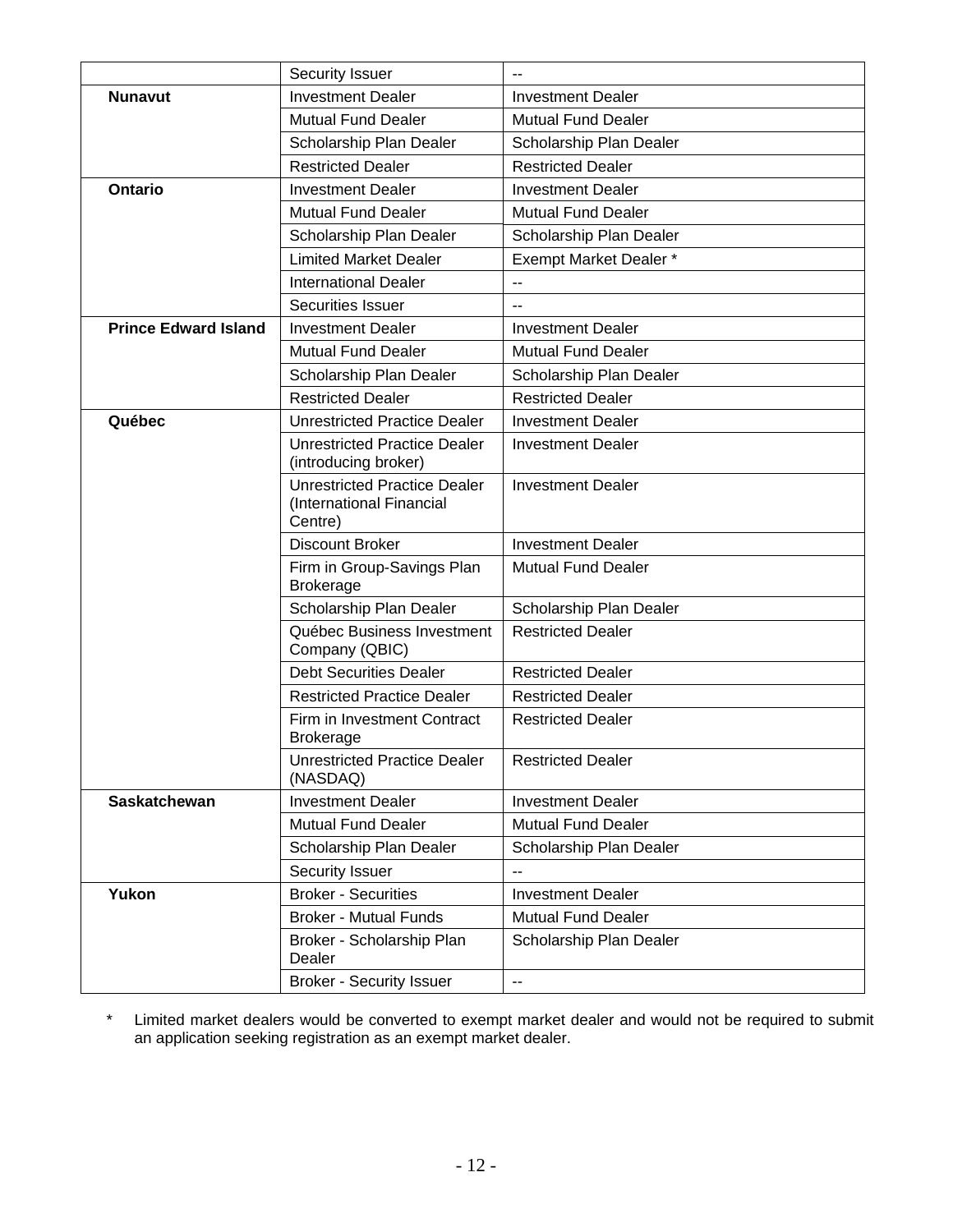| | | |
|---|---|---|
| | Security Issuer | -- |
| **Nunavut** | Investment Dealer | Investment Dealer |
| | Mutual Fund Dealer | Mutual Fund Dealer |
| | Scholarship Plan Dealer | Scholarship Plan Dealer |
| | Restricted Dealer | Restricted Dealer |
| **Ontario** | Investment Dealer | Investment Dealer |
| | Mutual Fund Dealer | Mutual Fund Dealer |
| | Scholarship Plan Dealer | Scholarship Plan Dealer |
| | Limited Market Dealer | Exempt Market Dealer * |
| | International Dealer | -- |
| | Securities Issuer | -- |
| **Prince Edward Island** | Investment Dealer | Investment Dealer |
| | Mutual Fund Dealer | Mutual Fund Dealer |
| | Scholarship Plan Dealer | Scholarship Plan Dealer |
| | Restricted Dealer | Restricted Dealer |
| **Québec** | Unrestricted Practice Dealer | Investment Dealer |
| | Unrestricted Practice Dealer (introducing broker) | Investment Dealer |
| | Unrestricted Practice Dealer (International Financial Centre) | Investment Dealer |
| | Discount Broker | Investment Dealer |
| | Firm in Group-Savings Plan Brokerage | Mutual Fund Dealer |
| | Scholarship Plan Dealer | Scholarship Plan Dealer |
| | Québec Business Investment Company (QBIC) | Restricted Dealer |
| | Debt Securities Dealer | Restricted Dealer |
| | Restricted Practice Dealer | Restricted Dealer |
| | Firm in Investment Contract Brokerage | Restricted Dealer |
| | Unrestricted Practice Dealer (NASDAQ) | Restricted Dealer |
| **Saskatchewan** | Investment Dealer | Investment Dealer |
| | Mutual Fund Dealer | Mutual Fund Dealer |
| | Scholarship Plan Dealer | Scholarship Plan Dealer |
| | Security Issuer | -- |
| **Yukon** | Broker - Securities | Investment Dealer |
| | Broker - Mutual Funds | Mutual Fund Dealer |
| | Broker - Scholarship Plan Dealer | Scholarship Plan Dealer |
| | Broker - Security Issuer | -- |

\* Limited market dealers would be converted to exempt market dealer and would not be required to submit an application seeking registration as an exempt market dealer.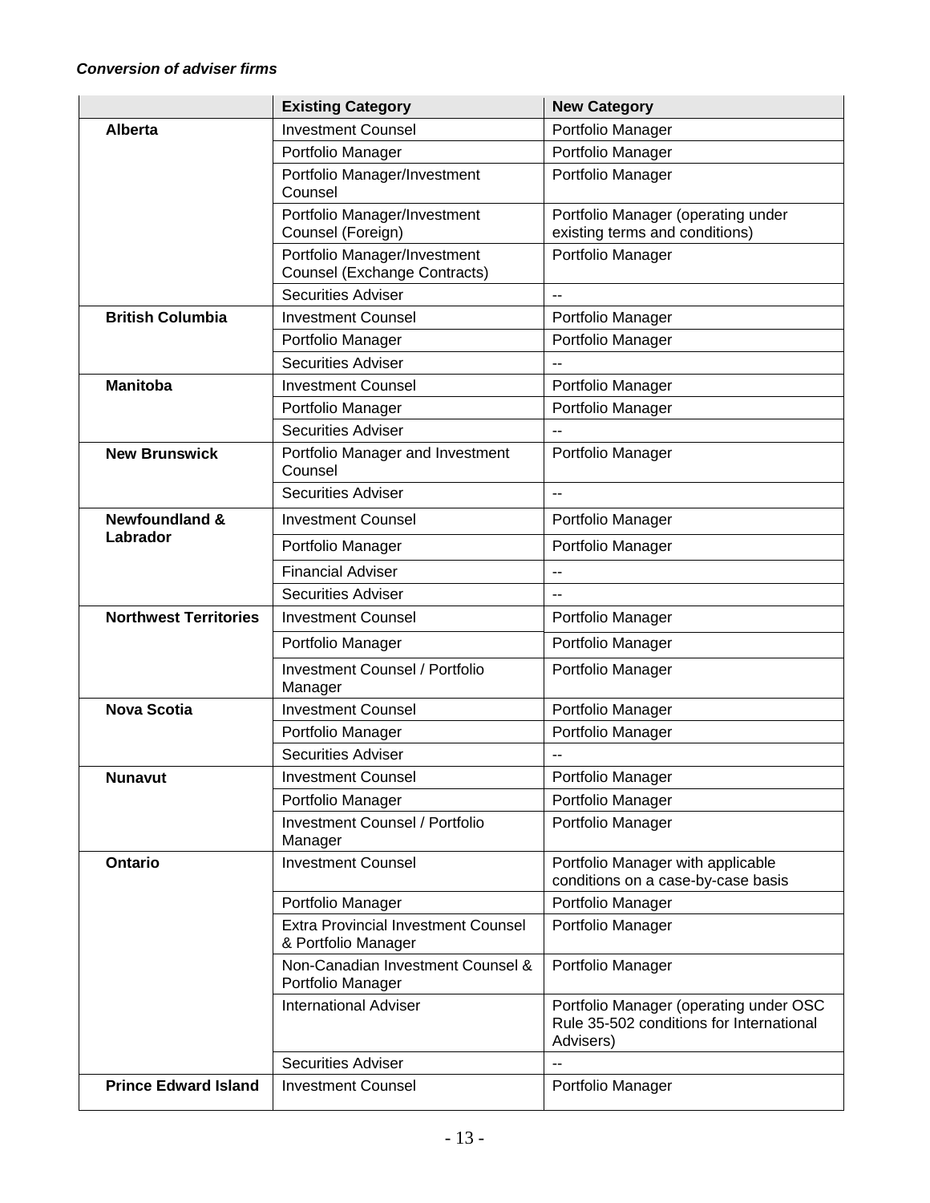***Conversion of adviser firms***

| | Existing Category | New Category |
|---|---|---|
| **Alberta** | Investment Counsel | Portfolio Manager |
| | Portfolio Manager | Portfolio Manager |
| | Portfolio Manager/Investment Counsel | Portfolio Manager |
| | Portfolio Manager/Investment Counsel (Foreign) | Portfolio Manager (operating under existing terms and conditions) |
| | Portfolio Manager/Investment Counsel (Exchange Contracts) | Portfolio Manager |
| | Securities Adviser | -- |
| **British Columbia** | Investment Counsel | Portfolio Manager |
| | Portfolio Manager | Portfolio Manager |
| | Securities Adviser | -- |
| **Manitoba** | Investment Counsel | Portfolio Manager |
| | Portfolio Manager | Portfolio Manager |
| | Securities Adviser | -- |
| **New Brunswick** | Portfolio Manager and Investment Counsel | Portfolio Manager |
| | Securities Adviser | -- |
| **Newfoundland & Labrador** | Investment Counsel | Portfolio Manager |
| | Portfolio Manager | Portfolio Manager |
| | Financial Adviser | -- |
| | Securities Adviser | -- |
| **Northwest Territories** | Investment Counsel | Portfolio Manager |
| | Portfolio Manager | Portfolio Manager |
| | Investment Counsel / Portfolio Manager | Portfolio Manager |
| **Nova Scotia** | Investment Counsel | Portfolio Manager |
| | Portfolio Manager | Portfolio Manager |
| | Securities Adviser | -- |
| **Nunavut** | Investment Counsel | Portfolio Manager |
| | Portfolio Manager | Portfolio Manager |
| | Investment Counsel / Portfolio Manager | Portfolio Manager |
| **Ontario** | Investment Counsel | Portfolio Manager with applicable conditions on a case-by-case basis |
| | Portfolio Manager | Portfolio Manager |
| | Extra Provincial Investment Counsel & Portfolio Manager | Portfolio Manager |
| | Non-Canadian Investment Counsel & Portfolio Manager | Portfolio Manager |
| | International Adviser | Portfolio Manager (operating under OSC Rule 35-502 conditions for International Advisers) |
| | Securities Adviser | -- |
| **Prince Edward Island** | Investment Counsel | Portfolio Manager |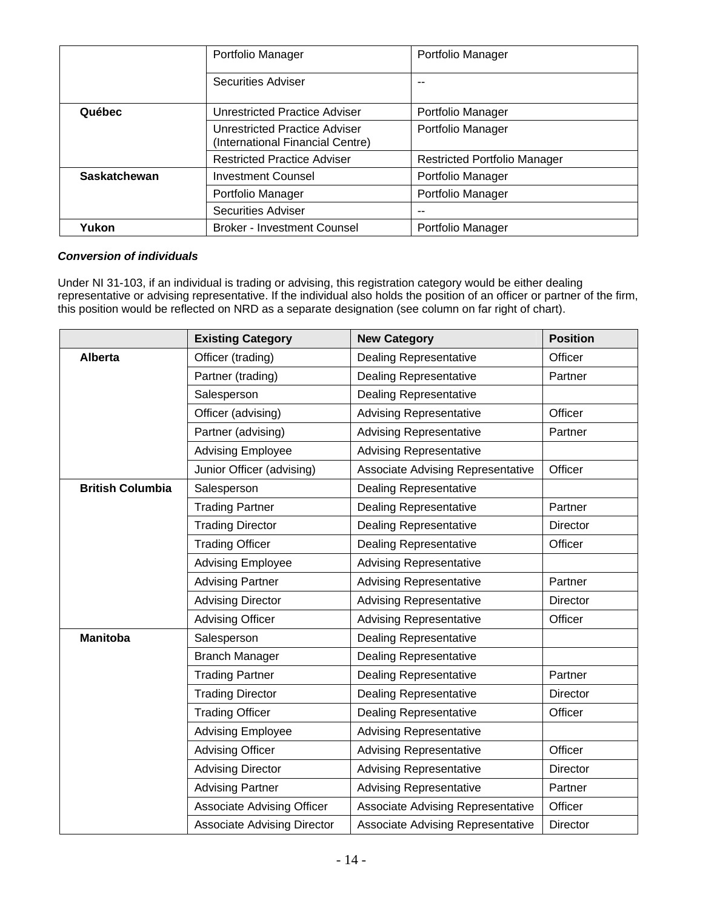| | | |
|---|---|---|
| | Portfolio Manager | Portfolio Manager |
| | Securities Adviser | -- |
| **Québec** | Unrestricted Practice Adviser | Portfolio Manager |
| | Unrestricted Practice Adviser (International Financial Centre) | Portfolio Manager |
| | Restricted Practice Adviser | Restricted Portfolio Manager |
| **Saskatchewan** | Investment Counsel | Portfolio Manager |
| | Portfolio Manager | Portfolio Manager |
| | Securities Adviser | -- |
| **Yukon** | Broker - Investment Counsel | Portfolio Manager |

***Conversion of individuals***

Under NI 31-103, if an individual is trading or advising, this registration category would be either dealing representative or advising representative. If the individual also holds the position of an officer or partner of the firm, this position would be reflected on NRD as a separate designation (see column on far right of chart).

| | **Existing Category** | **New Category** | **Position** |
|---|---|---|---|
| **Alberta** | Officer (trading) | Dealing Representative | Officer |
| | Partner (trading) | Dealing Representative | Partner |
| | Salesperson | Dealing Representative | |
| | Officer (advising) | Advising Representative | Officer |
| | Partner (advising) | Advising Representative | Partner |
| | Advising Employee | Advising Representative | |
| | Junior Officer (advising) | Associate Advising Representative | Officer |
| **British Columbia** | Salesperson | Dealing Representative | |
| | Trading Partner | Dealing Representative | Partner |
| | Trading Director | Dealing Representative | Director |
| | Trading Officer | Dealing Representative | Officer |
| | Advising Employee | Advising Representative | |
| | Advising Partner | Advising Representative | Partner |
| | Advising Director | Advising Representative | Director |
| | Advising Officer | Advising Representative | Officer |
| **Manitoba** | Salesperson | Dealing Representative | |
| | Branch Manager | Dealing Representative | |
| | Trading Partner | Dealing Representative | Partner |
| | Trading Director | Dealing Representative | Director |
| | Trading Officer | Dealing Representative | Officer |
| | Advising Employee | Advising Representative | |
| | Advising Officer | Advising Representative | Officer |
| | Advising Director | Advising Representative | Director |
| | Advising Partner | Advising Representative | Partner |
| | Associate Advising Officer | Associate Advising Representative | Officer |
| | Associate Advising Director | Associate Advising Representative | Director |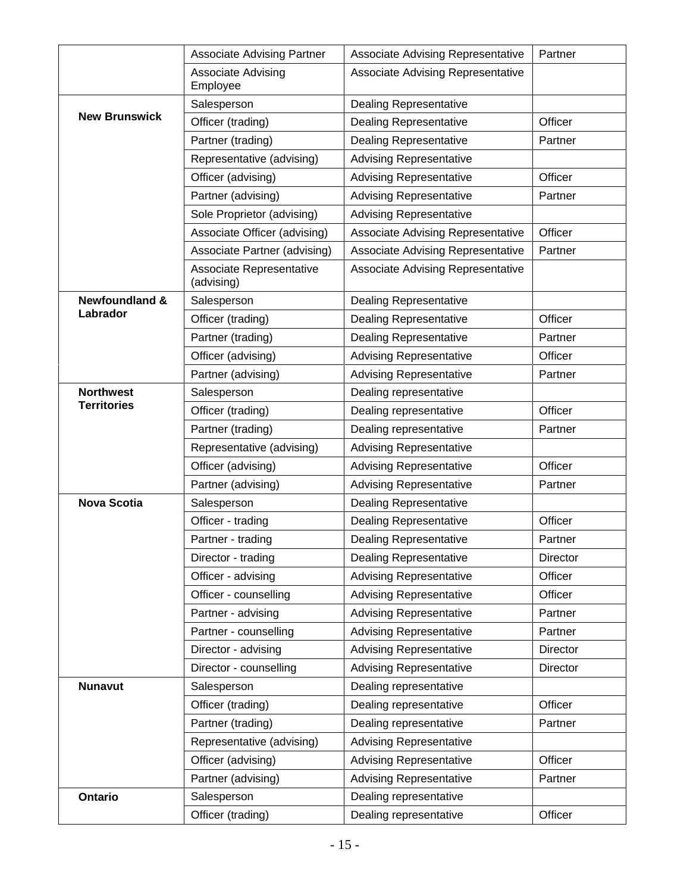| | | | |
|---|---|---|---|
| | Associate Advising Partner | Associate Advising Representative | Partner |
| | Associate Advising Employee | Associate Advising Representative | |
| **New Brunswick** | Salesperson | Dealing Representative | |
| | Officer (trading) | Dealing Representative | Officer |
| | Partner (trading) | Dealing Representative | Partner |
| | Representative (advising) | Advising Representative | |
| | Officer (advising) | Advising Representative | Officer |
| | Partner (advising) | Advising Representative | Partner |
| | Sole Proprietor (advising) | Advising Representative | |
| | Associate Officer (advising) | Associate Advising Representative | Officer |
| | Associate Partner (advising) | Associate Advising Representative | Partner |
| | Associate Representative (advising) | Associate Advising Representative | |
| **Newfoundland & Labrador** | Salesperson | Dealing Representative | |
| | Officer (trading) | Dealing Representative | Officer |
| | Partner (trading) | Dealing Representative | Partner |
| | Officer (advising) | Advising Representative | Officer |
| | Partner (advising) | Advising Representative | Partner |
| **Northwest Territories** | Salesperson | Dealing representative | |
| | Officer (trading) | Dealing representative | Officer |
| | Partner (trading) | Dealing representative | Partner |
| | Representative (advising) | Advising Representative | |
| | Officer (advising) | Advising Representative | Officer |
| | Partner (advising) | Advising Representative | Partner |
| **Nova Scotia** | Salesperson | Dealing Representative | |
| | Officer - trading | Dealing Representative | Officer |
| | Partner - trading | Dealing Representative | Partner |
| | Director - trading | Dealing Representative | Director |
| | Officer - advising | Advising Representative | Officer |
| | Officer - counselling | Advising Representative | Officer |
| | Partner - advising | Advising Representative | Partner |
| | Partner - counselling | Advising Representative | Partner |
| | Director - advising | Advising Representative | Director |
| | Director - counselling | Advising Representative | Director |
| **Nunavut** | Salesperson | Dealing representative | |
| | Officer (trading) | Dealing representative | Officer |
| | Partner (trading) | Dealing representative | Partner |
| | Representative (advising) | Advising Representative | |
| | Officer (advising) | Advising Representative | Officer |
| | Partner (advising) | Advising Representative | Partner |
| **Ontario** | Salesperson | Dealing representative | |
| | Officer (trading) | Dealing representative | Officer |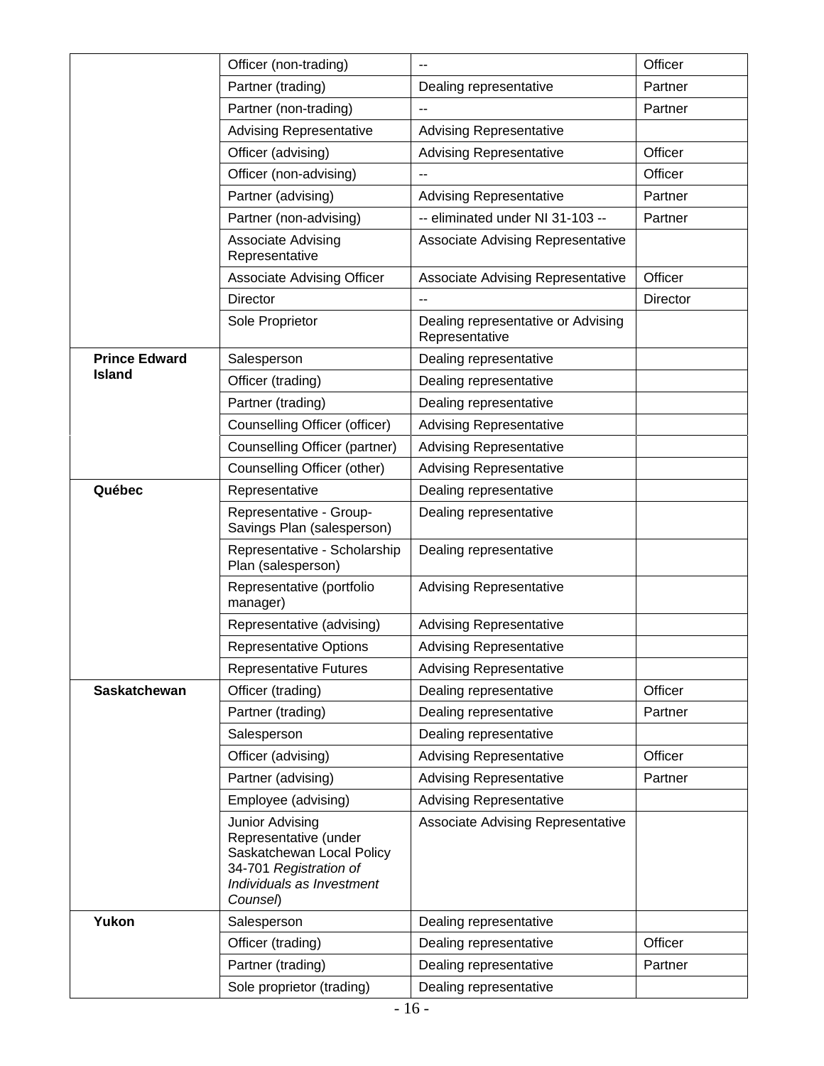| | | | |
|---|---|---|---|
| | Officer (non-trading) | -- | Officer |
| | Partner (trading) | Dealing representative | Partner |
| | Partner (non-trading) | -- | Partner |
| | Advising Representative | Advising Representative | |
| | Officer (advising) | Advising Representative | Officer |
| | Officer (non-advising) | -- | Officer |
| | Partner (advising) | Advising Representative | Partner |
| | Partner (non-advising) | -- eliminated under NI 31-103 -- | Partner |
| | Associate Advising Representative | Associate Advising Representative | |
| | Associate Advising Officer | Associate Advising Representative | Officer |
| | Director | -- | Director |
| | Sole Proprietor | Dealing representative or Advising Representative | |
| **Prince Edward Island** | Salesperson | Dealing representative | |
| | Officer (trading) | Dealing representative | |
| | Partner (trading) | Dealing representative | |
| | Counselling Officer (officer) | Advising Representative | |
| | Counselling Officer (partner) | Advising Representative | |
| | Counselling Officer (other) | Advising Representative | |
| **Québec** | Representative | Dealing representative | |
| | Representative - Group-Savings Plan (salesperson) | Dealing representative | |
| | Representative - Scholarship Plan (salesperson) | Dealing representative | |
| | Representative (portfolio manager) | Advising Representative | |
| | Representative (advising) | Advising Representative | |
| | Representative Options | Advising Representative | |
| | Representative Futures | Advising Representative | |
| **Saskatchewan** | Officer (trading) | Dealing representative | Officer |
| | Partner (trading) | Dealing representative | Partner |
| | Salesperson | Dealing representative | |
| | Officer (advising) | Advising Representative | Officer |
| | Partner (advising) | Advising Representative | Partner |
| | Employee (advising) | Advising Representative | |
| | Junior Advising Representative (under Saskatchewan Local Policy 34-701 *Registration of Individuals as Investment Counsel*) | Associate Advising Representative | |
| **Yukon** | Salesperson | Dealing representative | |
| | Officer (trading) | Dealing representative | Officer |
| | Partner (trading) | Dealing representative | Partner |
| | Sole proprietor (trading) | Dealing representative | |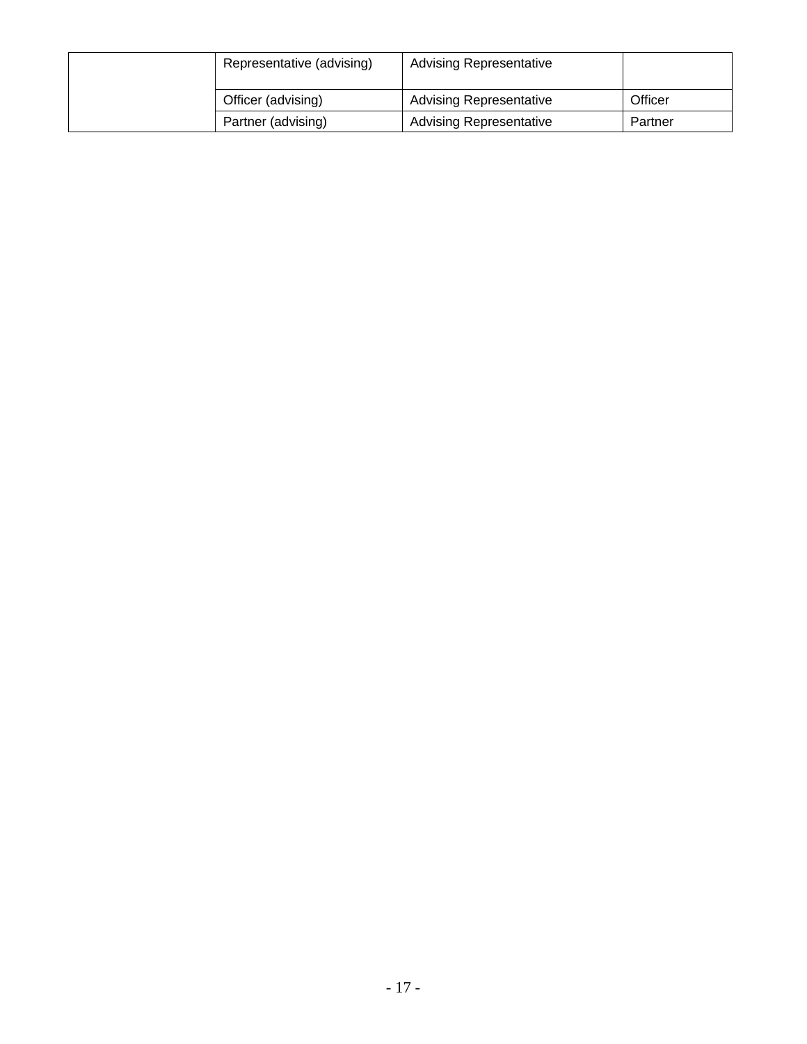| | | | |
|---|---|---|---|
| | Representative (advising) | Advising Representative | |
| | Officer (advising) | Advising Representative | Officer |
| | Partner (advising) | Advising Representative | Partner |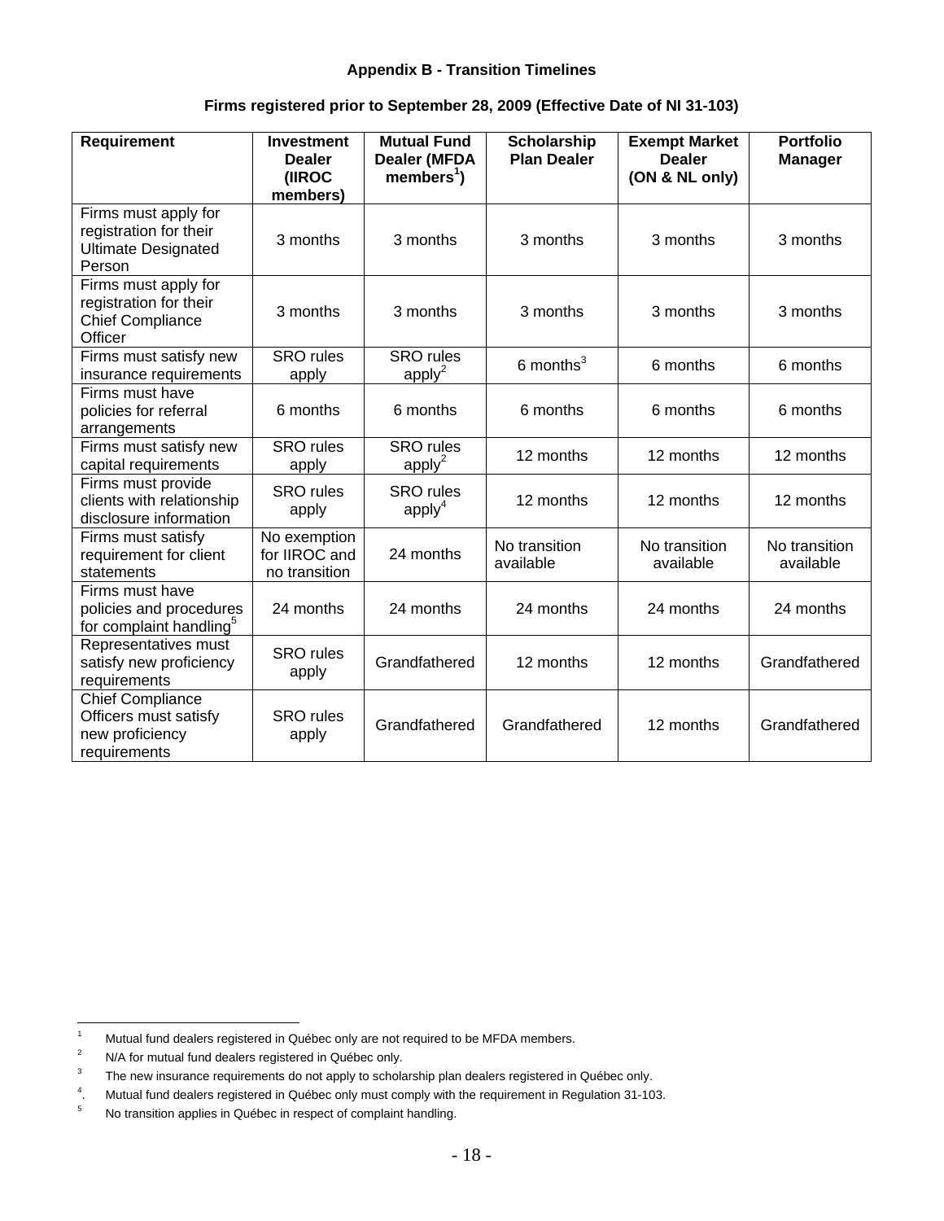## Appendix B - Transition Timelines

### Firms registered prior to September 28, 2009 (Effective Date of NI 31-103)

| Requirement | Investment Dealer (IIROC members) | Mutual Fund Dealer (MFDA members[1]) | Scholarship Plan Dealer | Exempt Market Dealer (ON & NL only) | Portfolio Manager |
|---|---|---|---|---|---|
| Firms must apply for registration for their Ultimate Designated Person | 3 months | 3 months | 3 months | 3 months | 3 months |
| Firms must apply for registration for their Chief Compliance Officer | 3 months | 3 months | 3 months | 3 months | 3 months |
| Firms must satisfy new insurance requirements | SRO rules apply | SRO rules apply[2] | 6 months[3] | 6 months | 6 months |
| Firms must have policies for referral arrangements | 6 months | 6 months | 6 months | 6 months | 6 months |
| Firms must satisfy new capital requirements | SRO rules apply | SRO rules apply[2] | 12 months | 12 months | 12 months |
| Firms must provide clients with relationship disclosure information | SRO rules apply | SRO rules apply[4] | 12 months | 12 months | 12 months |
| Firms must satisfy requirement for client statements | No exemption for IIROC and no transition | 24 months | No transition available | No transition available | No transition available |
| Firms must have policies and procedures for complaint handling[5] | 24 months | 24 months | 24 months | 24 months | 24 months |
| Representatives must satisfy new proficiency requirements | SRO rules apply | Grandfathered | 12 months | 12 months | Grandfathered |
| Chief Compliance Officers must satisfy new proficiency requirements | SRO rules apply | Grandfathered | Grandfathered | 12 months | Grandfathered |

[1] Mutual fund dealers registered in Québec only are not required to be MFDA members.

[2] N/A for mutual fund dealers registered in Québec only.

[3] The new insurance requirements do not apply to scholarship plan dealers registered in Québec only.

[4]. Mutual fund dealers registered in Québec only must comply with the requirement in Regulation 31-103.

[5] No transition applies in Québec in respect of complaint handling.